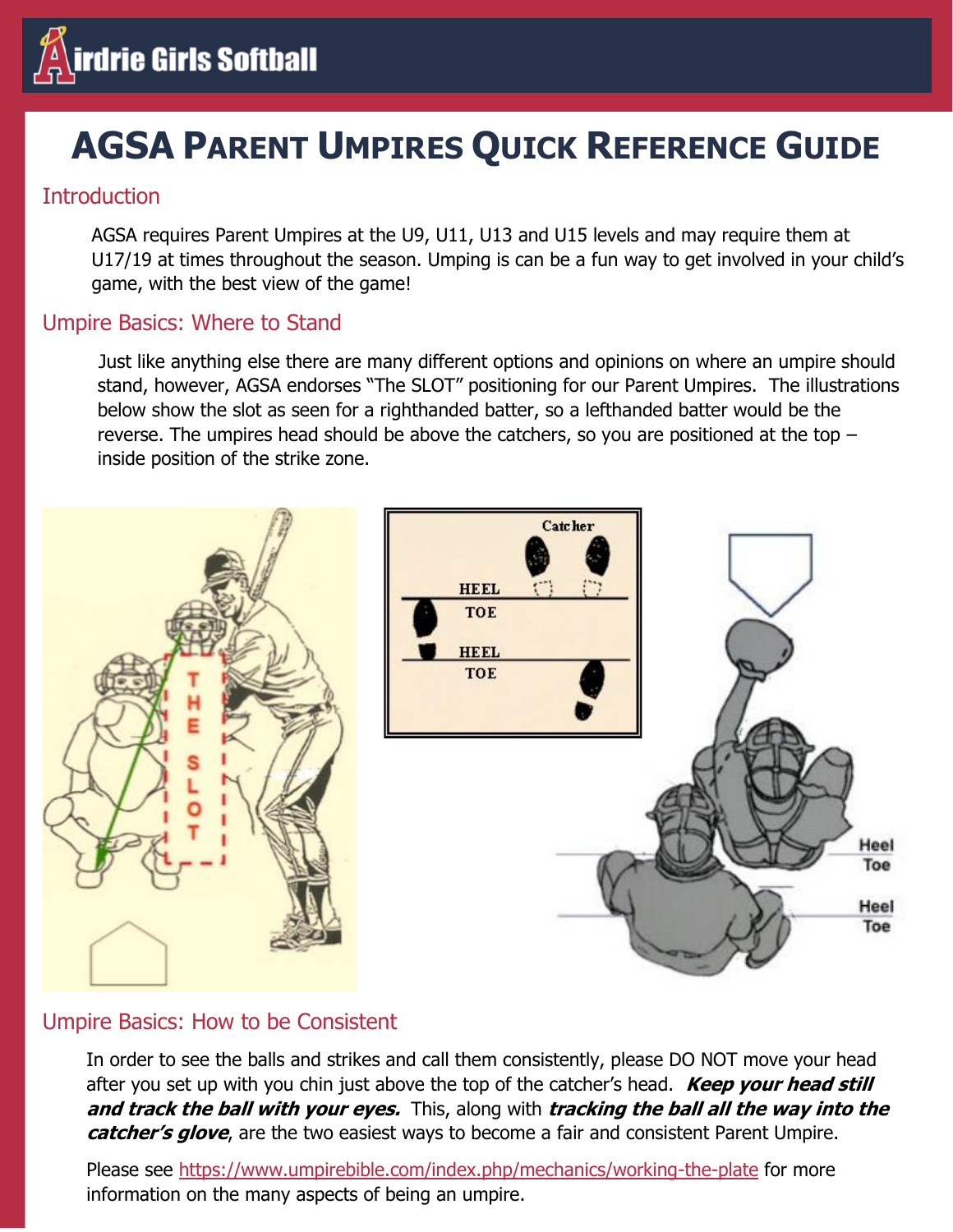Airdrie Girls Softball

# AGSA Parent Umpires Quick Reference Guide

## Introduction

AGSA requires Parent Umpires at the U9, U11, U13 and U15 levels and may require them at U17/19 at times throughout the season. Umping is can be a fun way to get involved in your child's game, with the best view of the game!

## Umpire Basics: Where to Stand

Just like anything else there are many different options and opinions on where an umpire should stand, however, AGSA endorses "The SLOT" positioning for our Parent Umpires. The illustrations below show the slot as seen for a righthanded batter, so a lefthanded batter would be the reverse. The umpires head should be above the catchers, so you are positioned at the top – inside position of the strike zone.

## Umpire Basics: How to be Consistent

In order to see the balls and strikes and call them consistently, please DO NOT move your head after you set up with you chin just above the top of the catcher's head. ***Keep your head still and track the ball with your eyes.*** This, along with ***tracking the ball all the way into the catcher's glove***, are the two easiest ways to become a fair and consistent Parent Umpire.

Please see https://www.umpirebible.com/index.php/mechanics/working-the-plate for more information on the many aspects of being an umpire.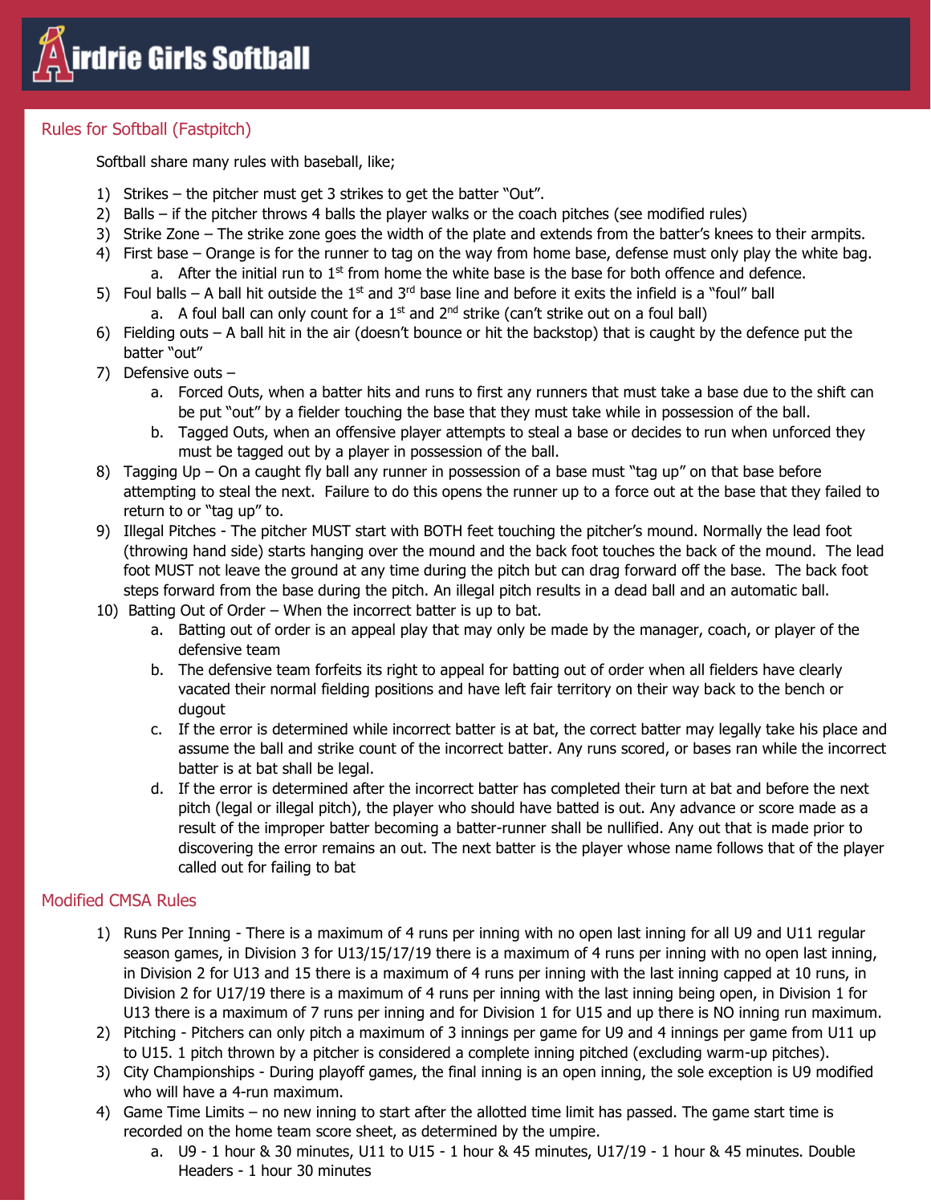# Airdrie Girls Softball

## Rules for Softball (Fastpitch)

Softball share many rules with baseball, like;

1) Strikes – the pitcher must get 3 strikes to get the batter "Out".
2) Balls – if the pitcher throws 4 balls the player walks or the coach pitches (see modified rules)
3) Strike Zone – The strike zone goes the width of the plate and extends from the batter's knees to their armpits.
4) First base – Orange is for the runner to tag on the way from home base, defense must only play the white bag.
    a. After the initial run to 1st from home the white base is the base for both offence and defence.
5) Foul balls – A ball hit outside the 1st and 3rd base line and before it exits the infield is a "foul" ball
    a. A foul ball can only count for a 1st and 2nd strike (can't strike out on a foul ball)
6) Fielding outs – A ball hit in the air (doesn't bounce or hit the backstop) that is caught by the defence put the batter "out"
7) Defensive outs –
    a. Forced Outs, when a batter hits and runs to first any runners that must take a base due to the shift can be put "out" by a fielder touching the base that they must take while in possession of the ball.
    b. Tagged Outs, when an offensive player attempts to steal a base or decides to run when unforced they must be tagged out by a player in possession of the ball.
8) Tagging Up – On a caught fly ball any runner in possession of a base must "tag up" on that base before attempting to steal the next. Failure to do this opens the runner up to a force out at the base that they failed to return to or "tag up" to.
9) Illegal Pitches - The pitcher MUST start with BOTH feet touching the pitcher's mound. Normally the lead foot (throwing hand side) starts hanging over the mound and the back foot touches the back of the mound. The lead foot MUST not leave the ground at any time during the pitch but can drag forward off the base. The back foot steps forward from the base during the pitch. An illegal pitch results in a dead ball and an automatic ball.
10) Batting Out of Order – When the incorrect batter is up to bat.
    a. Batting out of order is an appeal play that may only be made by the manager, coach, or player of the defensive team
    b. The defensive team forfeits its right to appeal for batting out of order when all fielders have clearly vacated their normal fielding positions and have left fair territory on their way back to the bench or dugout
    c. If the error is determined while incorrect batter is at bat, the correct batter may legally take his place and assume the ball and strike count of the incorrect batter. Any runs scored, or bases ran while the incorrect batter is at bat shall be legal.
    d. If the error is determined after the incorrect batter has completed their turn at bat and before the next pitch (legal or illegal pitch), the player who should have batted is out. Any advance or score made as a result of the improper batter becoming a batter-runner shall be nullified. Any out that is made prior to discovering the error remains an out. The next batter is the player whose name follows that of the player called out for failing to bat

## Modified CMSA Rules

1) Runs Per Inning - There is a maximum of 4 runs per inning with no open last inning for all U9 and U11 regular season games, in Division 3 for U13/15/17/19 there is a maximum of 4 runs per inning with no open last inning, in Division 2 for U13 and 15 there is a maximum of 4 runs per inning with the last inning capped at 10 runs, in Division 2 for U17/19 there is a maximum of 4 runs per inning with the last inning being open, in Division 1 for U13 there is a maximum of 7 runs per inning and for Division 1 for U15 and up there is NO inning run maximum.
2) Pitching - Pitchers can only pitch a maximum of 3 innings per game for U9 and 4 innings per game from U11 up to U15. 1 pitch thrown by a pitcher is considered a complete inning pitched (excluding warm-up pitches).
3) City Championships - During playoff games, the final inning is an open inning, the sole exception is U9 modified who will have a 4-run maximum.
4) Game Time Limits – no new inning to start after the allotted time limit has passed. The game start time is recorded on the home team score sheet, as determined by the umpire.
    a. U9 - 1 hour & 30 minutes, U11 to U15 - 1 hour & 45 minutes, U17/19 - 1 hour & 45 minutes. Double Headers - 1 hour 30 minutes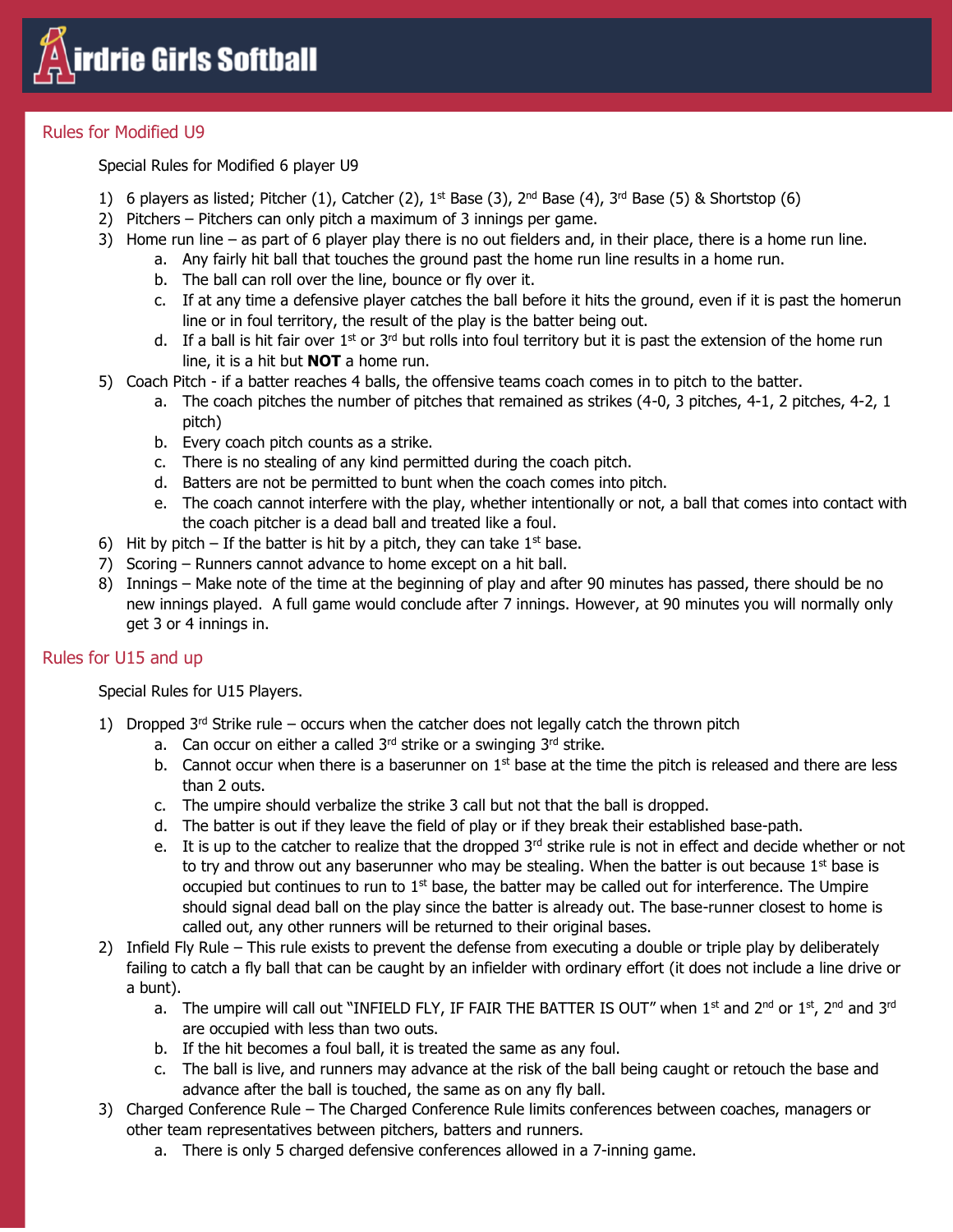## Rules for Modified U9

Special Rules for Modified 6 player U9

1) 6 players as listed; Pitcher (1), Catcher (2), 1st Base (3), 2nd Base (4), 3rd Base (5) & Shortstop (6)
2) Pitchers – Pitchers can only pitch a maximum of 3 innings per game.
3) Home run line – as part of 6 player play there is no out fielders and, in their place, there is a home run line.
   a. Any fairly hit ball that touches the ground past the home run line results in a home run.
   b. The ball can roll over the line, bounce or fly over it.
   c. If at any time a defensive player catches the ball before it hits the ground, even if it is past the homerun line or in foul territory, the result of the play is the batter being out.
   d. If a ball is hit fair over 1st or 3rd but rolls into foul territory but it is past the extension of the home run line, it is a hit but **NOT** a home run.
5) Coach Pitch - if a batter reaches 4 balls, the offensive teams coach comes in to pitch to the batter.
   a. The coach pitches the number of pitches that remained as strikes (4-0, 3 pitches, 4-1, 2 pitches, 4-2, 1 pitch)
   b. Every coach pitch counts as a strike.
   c. There is no stealing of any kind permitted during the coach pitch.
   d. Batters are not be permitted to bunt when the coach comes into pitch.
   e. The coach cannot interfere with the play, whether intentionally or not, a ball that comes into contact with the coach pitcher is a dead ball and treated like a foul.
6) Hit by pitch – If the batter is hit by a pitch, they can take 1st base.
7) Scoring – Runners cannot advance to home except on a hit ball.
8) Innings – Make note of the time at the beginning of play and after 90 minutes has passed, there should be no new innings played. A full game would conclude after 7 innings. However, at 90 minutes you will normally only get 3 or 4 innings in.

## Rules for U15 and up

Special Rules for U15 Players.

1) Dropped 3rd Strike rule – occurs when the catcher does not legally catch the thrown pitch
   a. Can occur on either a called 3rd strike or a swinging 3rd strike.
   b. Cannot occur when there is a baserunner on 1st base at the time the pitch is released and there are less than 2 outs.
   c. The umpire should verbalize the strike 3 call but not that the ball is dropped.
   d. The batter is out if they leave the field of play or if they break their established base-path.
   e. It is up to the catcher to realize that the dropped 3rd strike rule is not in effect and decide whether or not to try and throw out any baserunner who may be stealing. When the batter is out because 1st base is occupied but continues to run to 1st base, the batter may be called out for interference. The Umpire should signal dead ball on the play since the batter is already out. The base-runner closest to home is called out, any other runners will be returned to their original bases.
2) Infield Fly Rule – This rule exists to prevent the defense from executing a double or triple play by deliberately failing to catch a fly ball that can be caught by an infielder with ordinary effort (it does not include a line drive or a bunt).
   a. The umpire will call out "INFIELD FLY, IF FAIR THE BATTER IS OUT" when 1st and 2nd or 1st, 2nd and 3rd are occupied with less than two outs.
   b. If the hit becomes a foul ball, it is treated the same as any foul.
   c. The ball is live, and runners may advance at the risk of the ball being caught or retouch the base and advance after the ball is touched, the same as on any fly ball.
3) Charged Conference Rule – The Charged Conference Rule limits conferences between coaches, managers or other team representatives between pitchers, batters and runners.
   a. There is only 5 charged defensive conferences allowed in a 7-inning game.